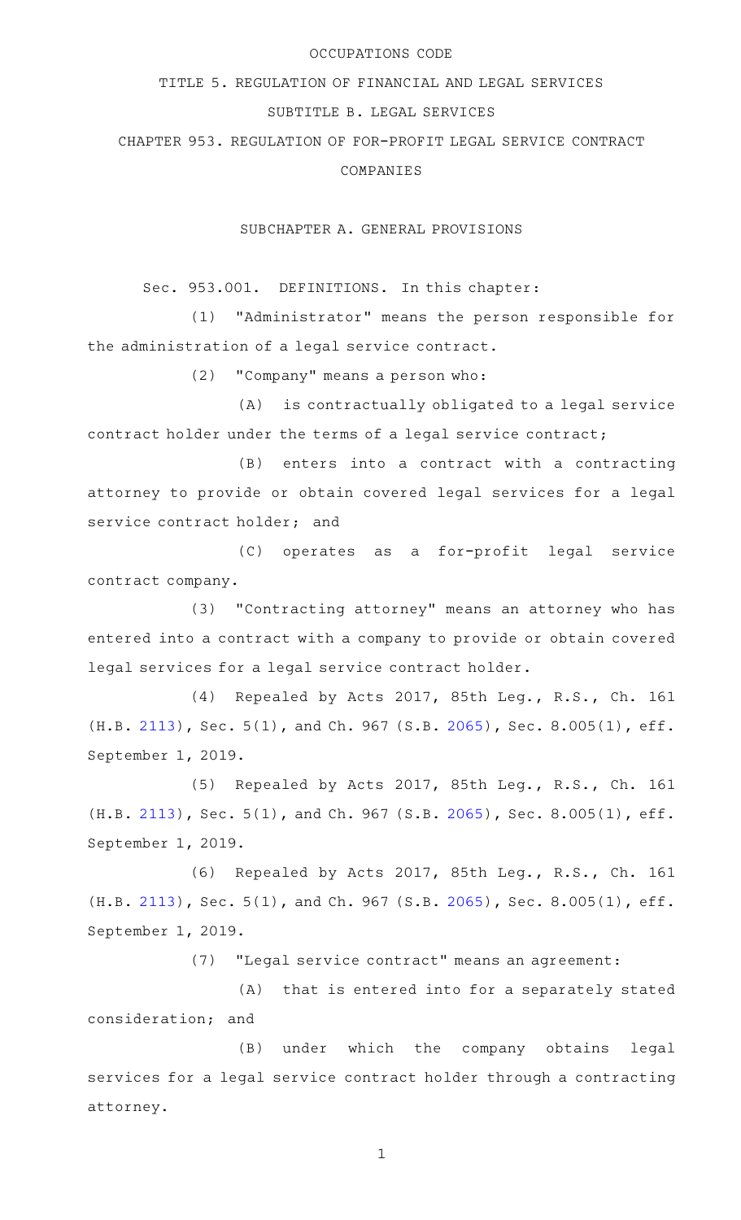OCCUPATIONS CODE

TITLE 5. REGULATION OF FINANCIAL AND LEGAL SERVICES

SUBTITLE B. LEGAL SERVICES

CHAPTER 953. REGULATION OF FOR-PROFIT LEGAL SERVICE CONTRACT COMPANIES

SUBCHAPTER A. GENERAL PROVISIONS

Sec. 953.001. DEFINITIONS. In this chapter:

(1) "Administrator" means the person responsible for the administration of a legal service contract.

(2) "Company" means a person who:

(A) is contractually obligated to a legal service contract holder under the terms of a legal service contract;

(B) enters into a contract with a contracting attorney to provide or obtain covered legal services for a legal service contract holder; and

(C) operates as a for-profit legal service contract company.

(3) "Contracting attorney" means an attorney who has entered into a contract with a company to provide or obtain covered legal services for a legal service contract holder.

(4) Repealed by Acts 2017, 85th Leg., R.S., Ch. 161 (H.B. 2113), Sec. 5(1), and Ch. 967 (S.B. 2065), Sec. 8.005(1), eff. September 1, 2019.

(5) Repealed by Acts 2017, 85th Leg., R.S., Ch. 161 (H.B. 2113), Sec. 5(1), and Ch. 967 (S.B. 2065), Sec. 8.005(1), eff. September 1, 2019.

(6) Repealed by Acts 2017, 85th Leg., R.S., Ch. 161 (H.B. 2113), Sec. 5(1), and Ch. 967 (S.B. 2065), Sec. 8.005(1), eff. September 1, 2019.

(7) "Legal service contract" means an agreement:

(A) that is entered into for a separately stated consideration; and

(B) under which the company obtains legal services for a legal service contract holder through a contracting attorney.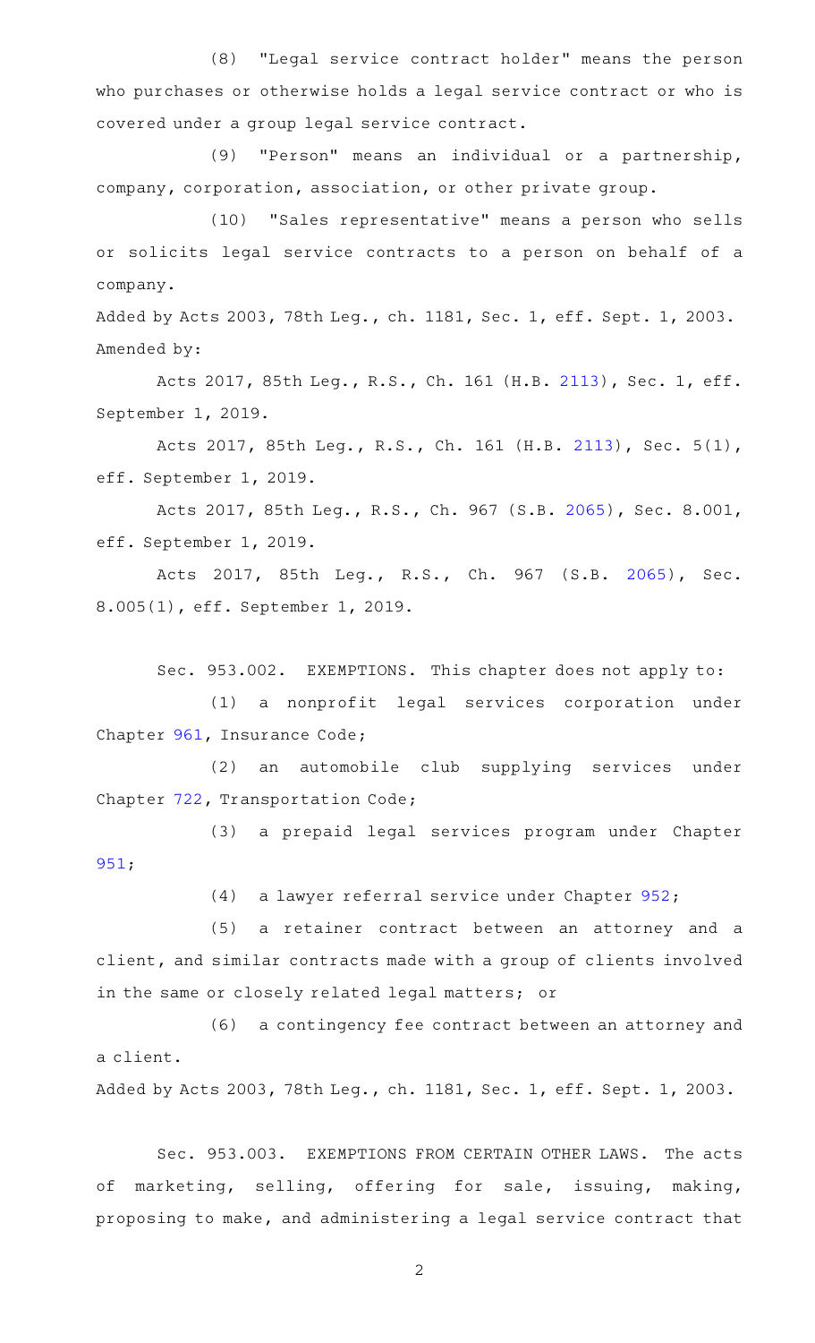(8) "Legal service contract holder" means the person who purchases or otherwise holds a legal service contract or who is covered under a group legal service contract.

(9) "Person" means an individual or a partnership, company, corporation, association, or other private group.

(10) "Sales representative" means a person who sells or solicits legal service contracts to a person on behalf of a company.

Added by Acts 2003, 78th Leg., ch. 1181, Sec. 1, eff. Sept. 1, 2003.
Amended by:

Acts 2017, 85th Leg., R.S., Ch. 161 (H.B. 2113), Sec. 1, eff. September 1, 2019.

Acts 2017, 85th Leg., R.S., Ch. 161 (H.B. 2113), Sec. 5(1), eff. September 1, 2019.

Acts 2017, 85th Leg., R.S., Ch. 967 (S.B. 2065), Sec. 8.001, eff. September 1, 2019.

Acts 2017, 85th Leg., R.S., Ch. 967 (S.B. 2065), Sec. 8.005(1), eff. September 1, 2019.

Sec. 953.002. EXEMPTIONS. This chapter does not apply to:

(1) a nonprofit legal services corporation under Chapter 961, Insurance Code;

(2) an automobile club supplying services under Chapter 722, Transportation Code;

(3) a prepaid legal services program under Chapter 951;

(4) a lawyer referral service under Chapter 952;

(5) a retainer contract between an attorney and a client, and similar contracts made with a group of clients involved in the same or closely related legal matters; or

(6) a contingency fee contract between an attorney and a client.

Added by Acts 2003, 78th Leg., ch. 1181, Sec. 1, eff. Sept. 1, 2003.

Sec. 953.003. EXEMPTIONS FROM CERTAIN OTHER LAWS. The acts of marketing, selling, offering for sale, issuing, making, proposing to make, and administering a legal service contract that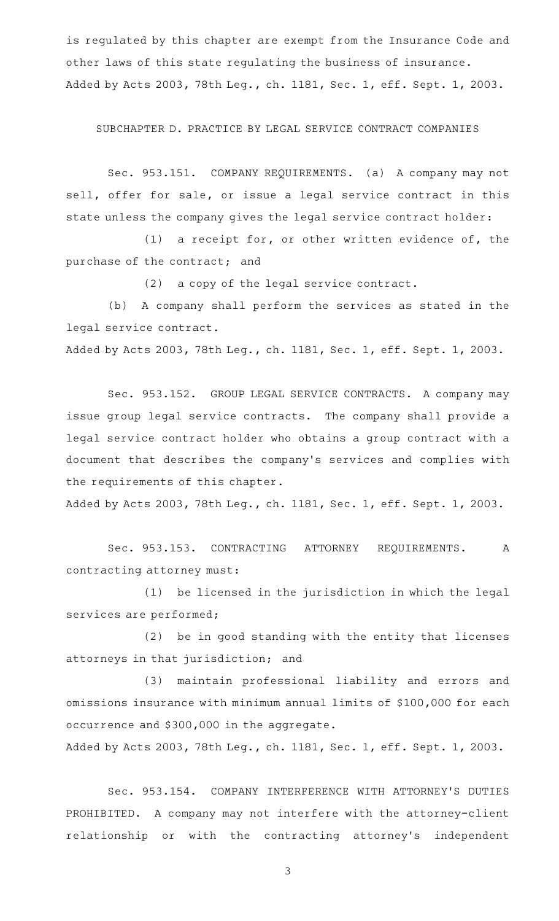is regulated by this chapter are exempt from the Insurance Code and other laws of this state regulating the business of insurance.
Added by Acts 2003, 78th Leg., ch. 1181, Sec. 1, eff. Sept. 1, 2003.

SUBCHAPTER D. PRACTICE BY LEGAL SERVICE CONTRACT COMPANIES

Sec. 953.151. COMPANY REQUIREMENTS. (a) A company may not sell, offer for sale, or issue a legal service contract in this state unless the company gives the legal service contract holder:

(1) a receipt for, or other written evidence of, the purchase of the contract; and

(2) a copy of the legal service contract.

(b) A company shall perform the services as stated in the legal service contract.
Added by Acts 2003, 78th Leg., ch. 1181, Sec. 1, eff. Sept. 1, 2003.

Sec. 953.152. GROUP LEGAL SERVICE CONTRACTS. A company may issue group legal service contracts. The company shall provide a legal service contract holder who obtains a group contract with a document that describes the company's services and complies with the requirements of this chapter.
Added by Acts 2003, 78th Leg., ch. 1181, Sec. 1, eff. Sept. 1, 2003.

Sec. 953.153. CONTRACTING ATTORNEY REQUIREMENTS. A contracting attorney must:

(1) be licensed in the jurisdiction in which the legal services are performed;

(2) be in good standing with the entity that licenses attorneys in that jurisdiction; and

(3) maintain professional liability and errors and omissions insurance with minimum annual limits of $100,000 for each occurrence and $300,000 in the aggregate.
Added by Acts 2003, 78th Leg., ch. 1181, Sec. 1, eff. Sept. 1, 2003.

Sec. 953.154. COMPANY INTERFERENCE WITH ATTORNEY'S DUTIES PROHIBITED. A company may not interfere with the attorney-client relationship or with the contracting attorney's independent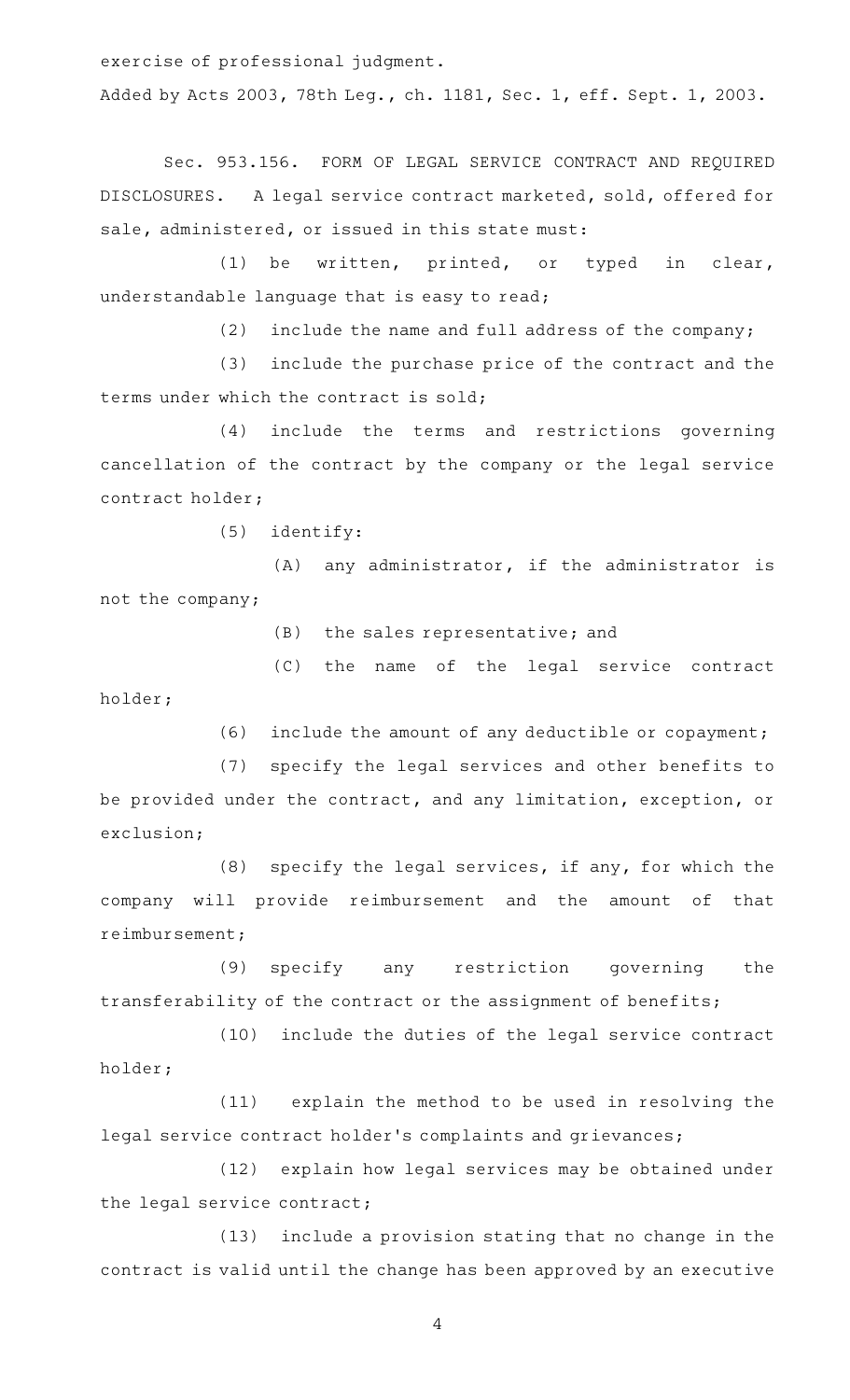exercise of professional judgment.

Added by Acts 2003, 78th Leg., ch. 1181, Sec. 1, eff. Sept. 1, 2003.

Sec. 953.156. FORM OF LEGAL SERVICE CONTRACT AND REQUIRED DISCLOSURES. A legal service contract marketed, sold, offered for sale, administered, or issued in this state must:

(1) be written, printed, or typed in clear, understandable language that is easy to read;

(2) include the name and full address of the company;

(3) include the purchase price of the contract and the terms under which the contract is sold;

(4) include the terms and restrictions governing cancellation of the contract by the company or the legal service contract holder;

(5) identify:

(A) any administrator, if the administrator is not the company;

(B) the sales representative; and

(C) the name of the legal service contract holder;

(6) include the amount of any deductible or copayment;

(7) specify the legal services and other benefits to be provided under the contract, and any limitation, exception, or exclusion;

(8) specify the legal services, if any, for which the company will provide reimbursement and the amount of that reimbursement;

(9) specify any restriction governing the transferability of the contract or the assignment of benefits;

(10) include the duties of the legal service contract holder;

(11) explain the method to be used in resolving the legal service contract holder's complaints and grievances;

(12) explain how legal services may be obtained under the legal service contract;

(13) include a provision stating that no change in the contract is valid until the change has been approved by an executive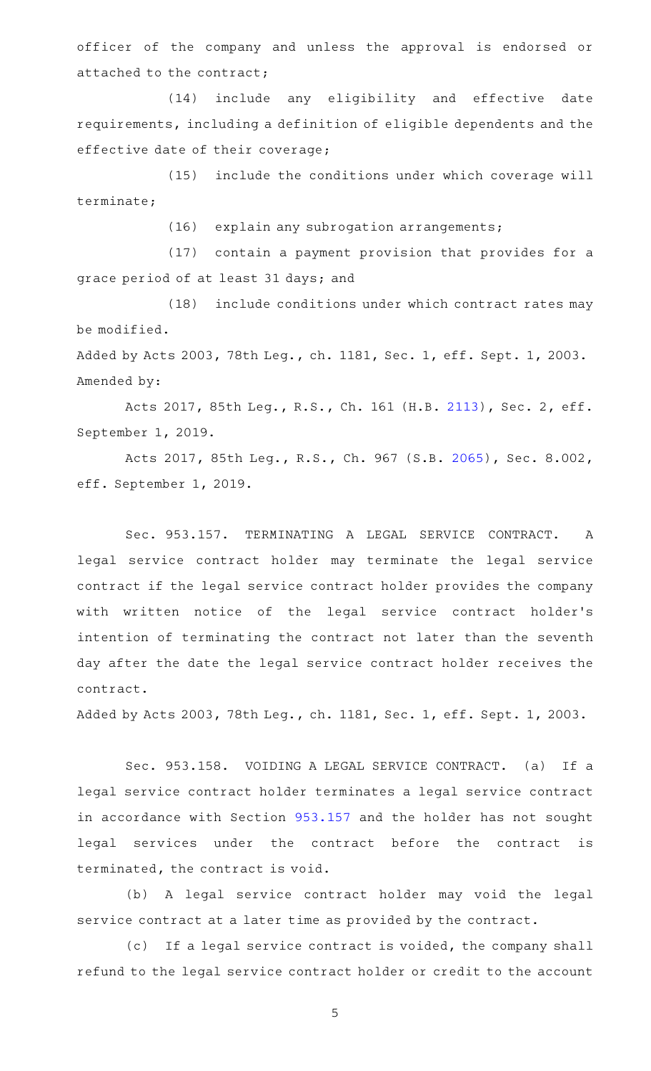officer of the company and unless the approval is endorsed or attached to the contract;

(14) include any eligibility and effective date requirements, including a definition of eligible dependents and the effective date of their coverage;

(15) include the conditions under which coverage will terminate;

(16) explain any subrogation arrangements;

(17) contain a payment provision that provides for a grace period of at least 31 days; and

(18) include conditions under which contract rates may be modified.

Added by Acts 2003, 78th Leg., ch. 1181, Sec. 1, eff. Sept. 1, 2003.
Amended by:

Acts 2017, 85th Leg., R.S., Ch. 161 (H.B. 2113), Sec. 2, eff. September 1, 2019.

Acts 2017, 85th Leg., R.S., Ch. 967 (S.B. 2065), Sec. 8.002, eff. September 1, 2019.

Sec. 953.157. TERMINATING A LEGAL SERVICE CONTRACT. A legal service contract holder may terminate the legal service contract if the legal service contract holder provides the company with written notice of the legal service contract holder's intention of terminating the contract not later than the seventh day after the date the legal service contract holder receives the contract.

Added by Acts 2003, 78th Leg., ch. 1181, Sec. 1, eff. Sept. 1, 2003.

Sec. 953.158. VOIDING A LEGAL SERVICE CONTRACT. (a) If a legal service contract holder terminates a legal service contract in accordance with Section 953.157 and the holder has not sought legal services under the contract before the contract is terminated, the contract is void.

(b) A legal service contract holder may void the legal service contract at a later time as provided by the contract.

(c) If a legal service contract is voided, the company shall refund to the legal service contract holder or credit to the account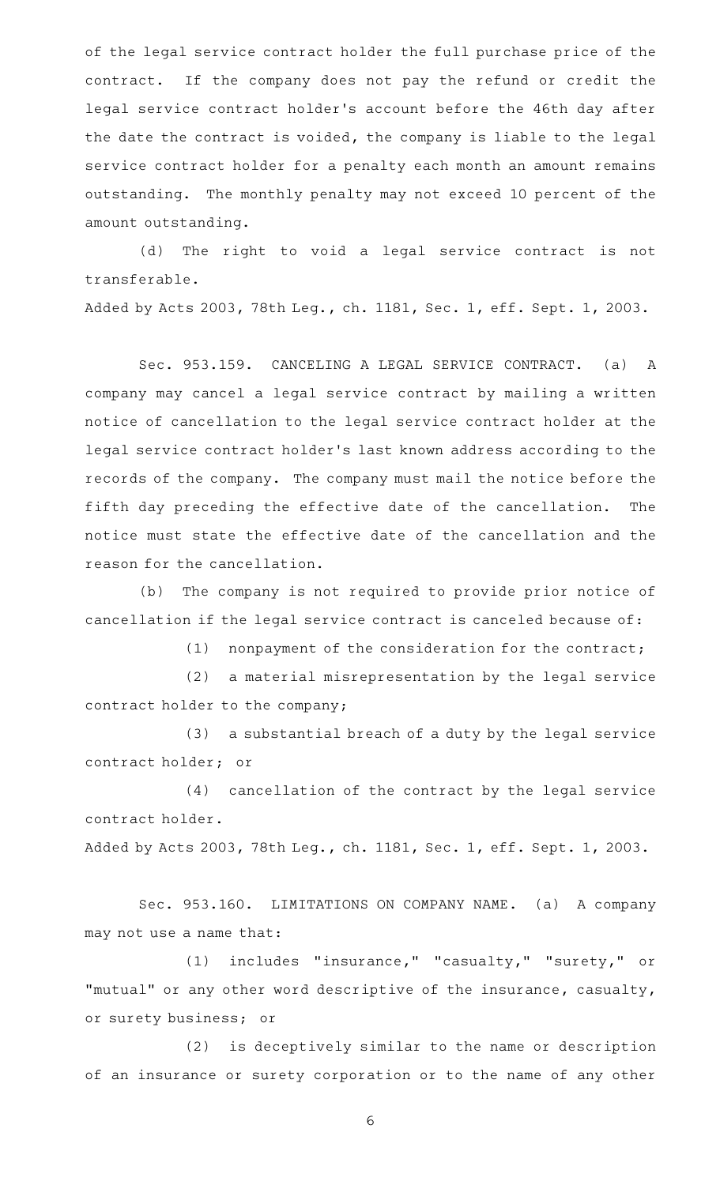of the legal service contract holder the full purchase price of the contract. If the company does not pay the refund or credit the legal service contract holder's account before the 46th day after the date the contract is voided, the company is liable to the legal service contract holder for a penalty each month an amount remains outstanding. The monthly penalty may not exceed 10 percent of the amount outstanding.

(d) The right to void a legal service contract is not transferable.

Added by Acts 2003, 78th Leg., ch. 1181, Sec. 1, eff. Sept. 1, 2003.

Sec. 953.159. CANCELING A LEGAL SERVICE CONTRACT. (a) A company may cancel a legal service contract by mailing a written notice of cancellation to the legal service contract holder at the legal service contract holder's last known address according to the records of the company. The company must mail the notice before the fifth day preceding the effective date of the cancellation. The notice must state the effective date of the cancellation and the reason for the cancellation.

(b) The company is not required to provide prior notice of cancellation if the legal service contract is canceled because of:

(1) nonpayment of the consideration for the contract;

(2) a material misrepresentation by the legal service contract holder to the company;

(3) a substantial breach of a duty by the legal service contract holder; or

(4) cancellation of the contract by the legal service contract holder.

Added by Acts 2003, 78th Leg., ch. 1181, Sec. 1, eff. Sept. 1, 2003.

Sec. 953.160. LIMITATIONS ON COMPANY NAME. (a) A company may not use a name that:

(1) includes "insurance," "casualty," "surety," or "mutual" or any other word descriptive of the insurance, casualty, or surety business; or

(2) is deceptively similar to the name or description of an insurance or surety corporation or to the name of any other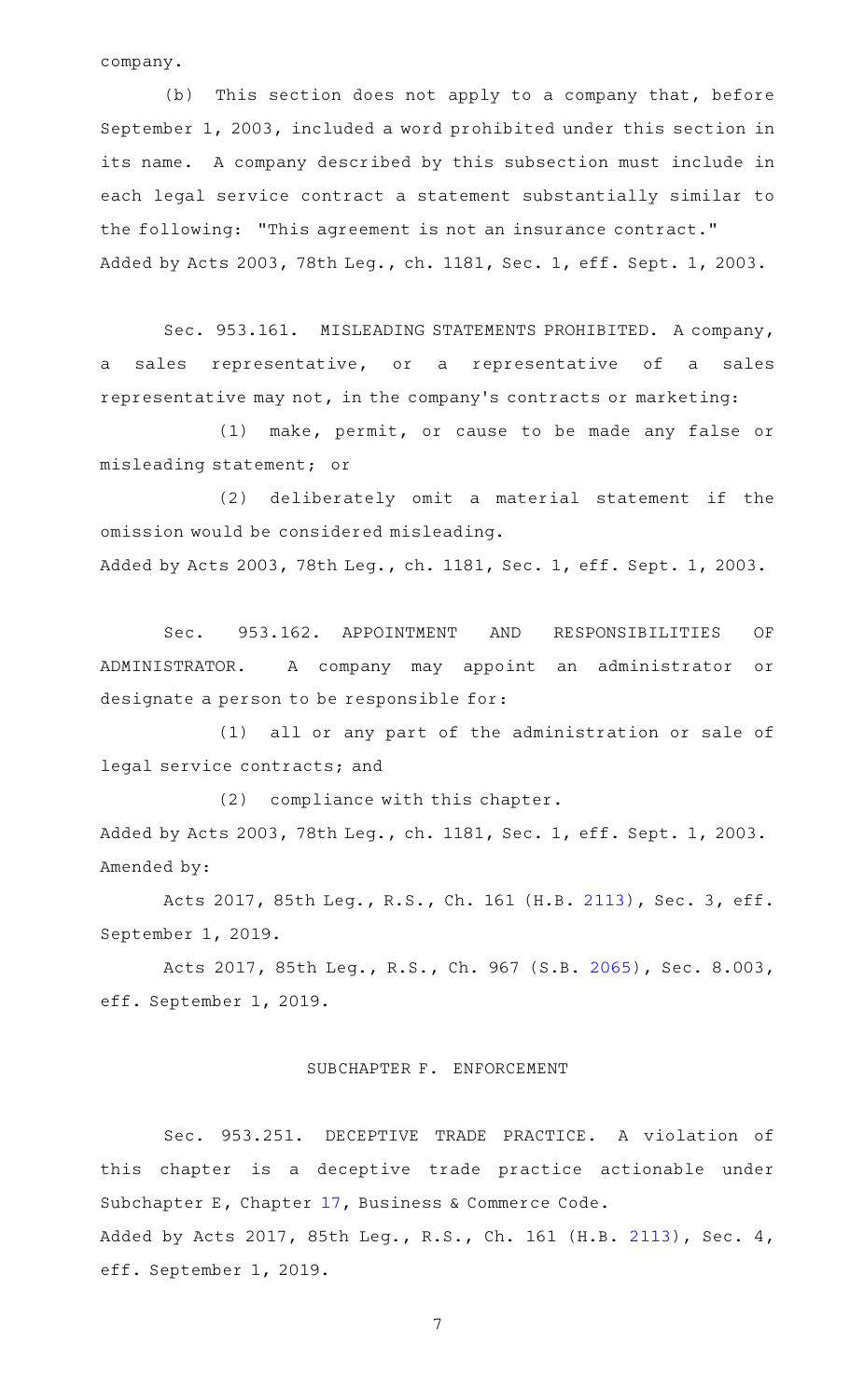company.

(b) This section does not apply to a company that, before September 1, 2003, included a word prohibited under this section in its name. A company described by this subsection must include in each legal service contract a statement substantially similar to the following: "This agreement is not an insurance contract."
Added by Acts 2003, 78th Leg., ch. 1181, Sec. 1, eff. Sept. 1, 2003.

Sec. 953.161. MISLEADING STATEMENTS PROHIBITED. A company, a sales representative, or a representative of a sales representative may not, in the company's contracts or marketing:

(1) make, permit, or cause to be made any false or misleading statement; or

(2) deliberately omit a material statement if the omission would be considered misleading.
Added by Acts 2003, 78th Leg., ch. 1181, Sec. 1, eff. Sept. 1, 2003.

Sec. 953.162. APPOINTMENT AND RESPONSIBILITIES OF ADMINISTRATOR. A company may appoint an administrator or designate a person to be responsible for:

(1) all or any part of the administration or sale of legal service contracts; and

(2) compliance with this chapter.
Added by Acts 2003, 78th Leg., ch. 1181, Sec. 1, eff. Sept. 1, 2003.
Amended by:

Acts 2017, 85th Leg., R.S., Ch. 161 (H.B. 2113), Sec. 3, eff. September 1, 2019.

Acts 2017, 85th Leg., R.S., Ch. 967 (S.B. 2065), Sec. 8.003, eff. September 1, 2019.

## SUBCHAPTER F. ENFORCEMENT

Sec. 953.251. DECEPTIVE TRADE PRACTICE. A violation of this chapter is a deceptive trade practice actionable under Subchapter E, Chapter 17, Business & Commerce Code.
Added by Acts 2017, 85th Leg., R.S., Ch. 161 (H.B. 2113), Sec. 4, eff. September 1, 2019.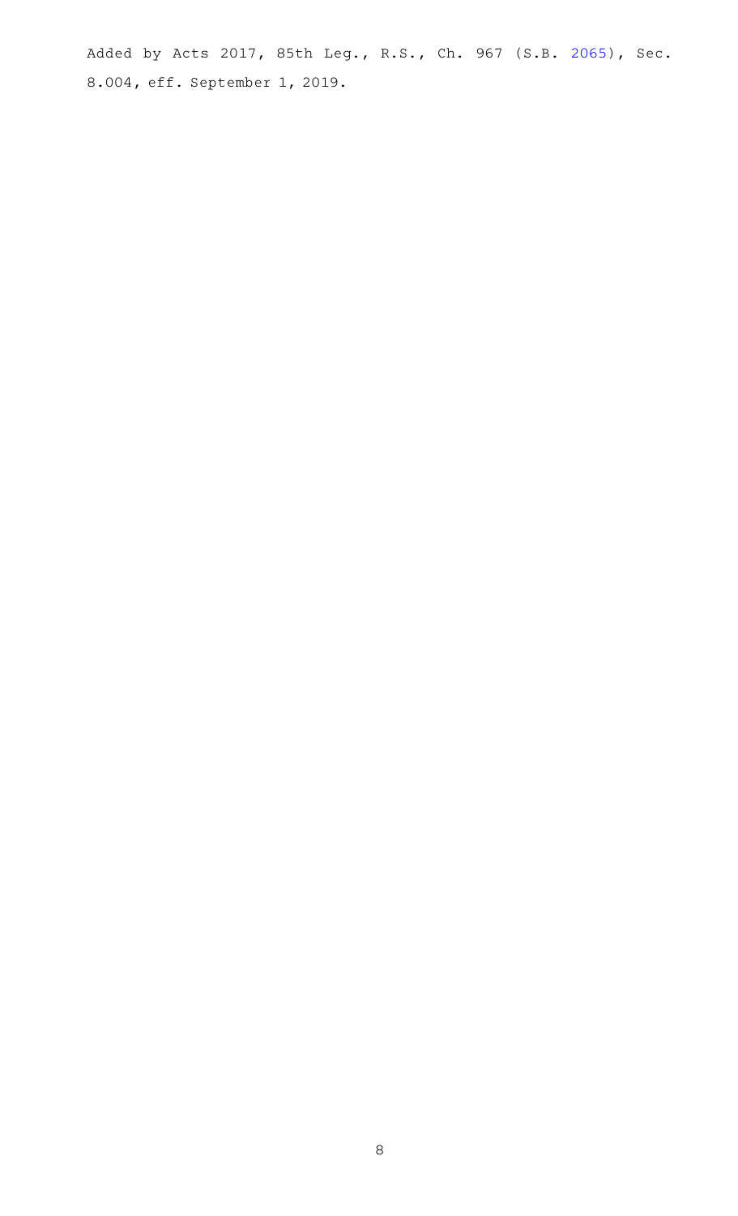Added by Acts 2017, 85th Leg., R.S., Ch. 967 (S.B. 2065), Sec. 8.004, eff. September 1, 2019.